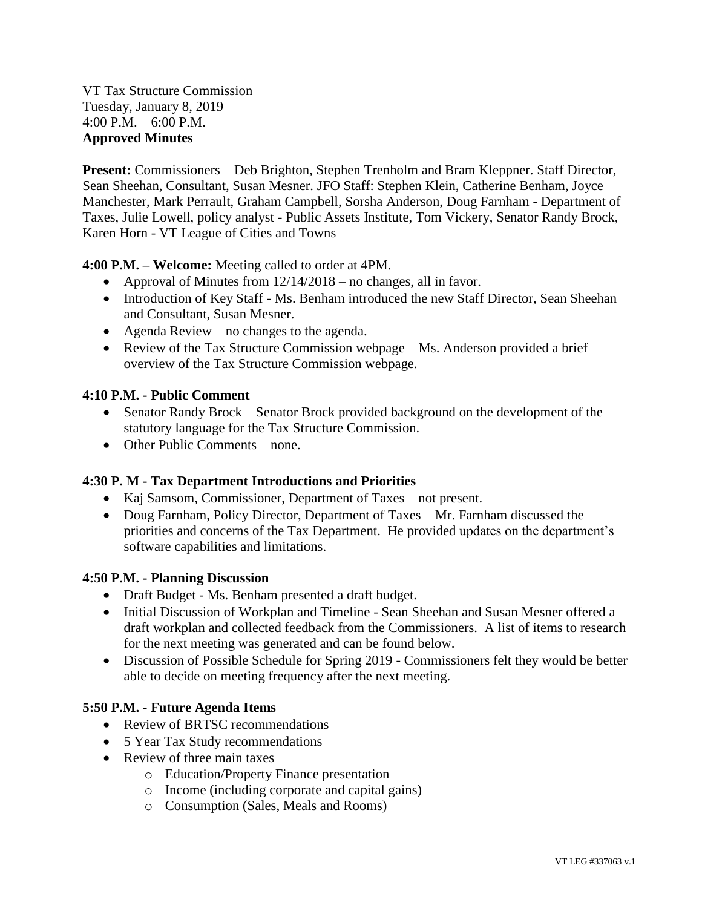VT Tax Structure Commission
Tuesday, January 8, 2019
4:00 P.M. – 6:00 P.M.
**Approved Minutes**

**Present:** Commissioners – Deb Brighton, Stephen Trenholm and Bram Kleppner. Staff Director, Sean Sheehan, Consultant, Susan Mesner. JFO Staff: Stephen Klein, Catherine Benham, Joyce Manchester, Mark Perrault, Graham Campbell, Sorsha Anderson, Doug Farnham - Department of Taxes, Julie Lowell, policy analyst - Public Assets Institute, Tom Vickery, Senator Randy Brock, Karen Horn - VT League of Cities and Towns

**4:00 P.M. – Welcome:** Meeting called to order at 4PM.

- Approval of Minutes from 12/14/2018 – no changes, all in favor.
- Introduction of Key Staff - Ms. Benham introduced the new Staff Director, Sean Sheehan and Consultant, Susan Mesner.
- Agenda Review – no changes to the agenda.
- Review of the Tax Structure Commission webpage – Ms. Anderson provided a brief overview of the Tax Structure Commission webpage.

**4:10 P.M. - Public Comment**

- Senator Randy Brock – Senator Brock provided background on the development of the statutory language for the Tax Structure Commission.
- Other Public Comments – none.

**4:30 P. M - Tax Department Introductions and Priorities**

- Kaj Samsom, Commissioner, Department of Taxes – not present.
- Doug Farnham, Policy Director, Department of Taxes – Mr. Farnham discussed the priorities and concerns of the Tax Department. He provided updates on the department's software capabilities and limitations.

**4:50 P.M. - Planning Discussion**

- Draft Budget - Ms. Benham presented a draft budget.
- Initial Discussion of Workplan and Timeline - Sean Sheehan and Susan Mesner offered a draft workplan and collected feedback from the Commissioners. A list of items to research for the next meeting was generated and can be found below.
- Discussion of Possible Schedule for Spring 2019 - Commissioners felt they would be better able to decide on meeting frequency after the next meeting.

**5:50 P.M. - Future Agenda Items**

- Review of BRTSC recommendations
- 5 Year Tax Study recommendations
- Review of three main taxes
  - Education/Property Finance presentation
  - Income (including corporate and capital gains)
  - Consumption (Sales, Meals and Rooms)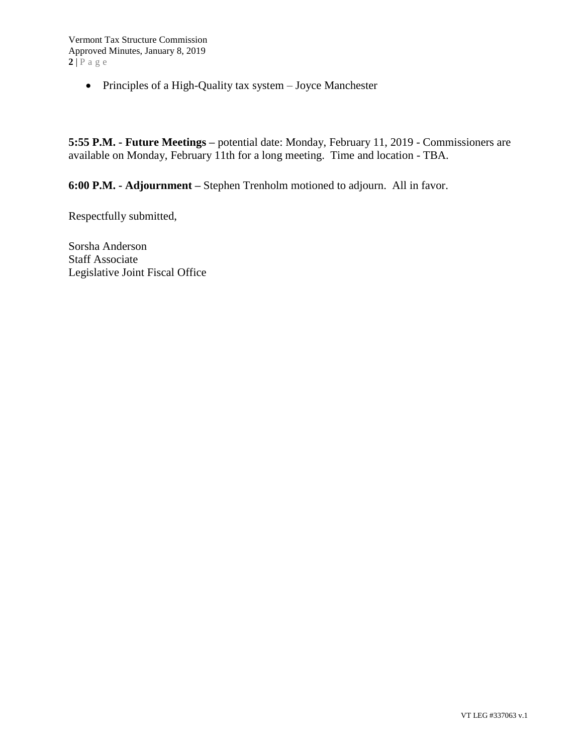- Principles of a High-Quality tax system – Joyce Manchester

**5:55 P.M. - Future Meetings –** potential date: Monday, February 11, 2019 - Commissioners are available on Monday, February 11th for a long meeting. Time and location - TBA.

**6:00 P.M. - Adjournment –** Stephen Trenholm motioned to adjourn. All in favor.

Respectfully submitted,

Sorsha Anderson
Staff Associate
Legislative Joint Fiscal Office

VT LEG #337063 v.1